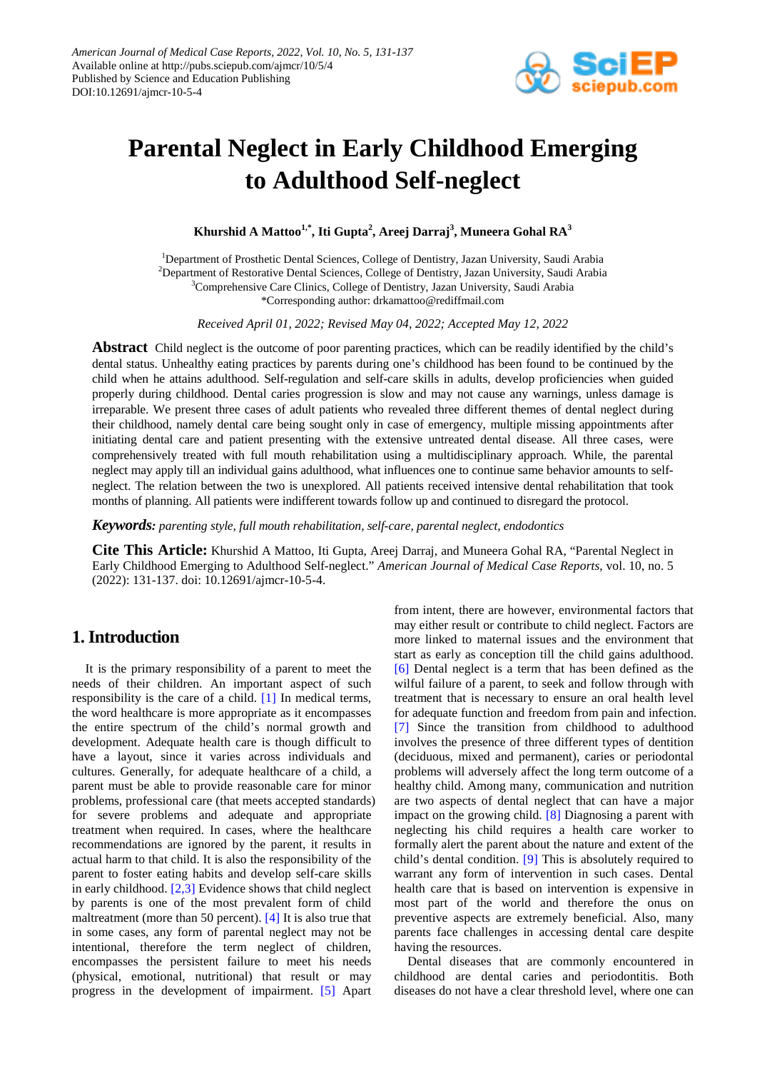*American Journal of Medical Case Reports*, 2022, Vol. 10, No. 5, 131-137
Available online at http://pubs.sciepub.com/ajmcr/10/5/4
Published by Science and Education Publishing
DOI:10.12691/ajmcr-10-5-4

# Parental Neglect in Early Childhood Emerging to Adulthood Self-neglect

**Khurshid A Mattoo[1,*], Iti Gupta[2], Areej Darraj[3], Muneera Gohal RA[3]**

[1]Department of Prosthetic Dental Sciences, College of Dentistry, Jazan University, Saudi Arabia
[2]Department of Restorative Dental Sciences, College of Dentistry, Jazan University, Saudi Arabia
[3]Comprehensive Care Clinics, College of Dentistry, Jazan University, Saudi Arabia
*Corresponding author: drkamattoo@rediffmail.com

*Received April 01, 2022; Revised May 04, 2022; Accepted May 12, 2022*

**Abstract** Child neglect is the outcome of poor parenting practices, which can be readily identified by the child's dental status. Unhealthy eating practices by parents during one's childhood has been found to be continued by the child when he attains adulthood. Self-regulation and self-care skills in adults, develop proficiencies when guided properly during childhood. Dental caries progression is slow and may not cause any warnings, unless damage is irreparable. We present three cases of adult patients who revealed three different themes of dental neglect during their childhood, namely dental care being sought only in case of emergency, multiple missing appointments after initiating dental care and patient presenting with the extensive untreated dental disease. All three cases, were comprehensively treated with full mouth rehabilitation using a multidisciplinary approach. While, the parental neglect may apply till an individual gains adulthood, what influences one to continue same behavior amounts to self-neglect. The relation between the two is unexplored. All patients received intensive dental rehabilitation that took months of planning. All patients were indifferent towards follow up and continued to disregard the protocol.

***Keywords:*** *parenting style, full mouth rehabilitation, self-care, parental neglect, endodontics*

**Cite This Article:** Khurshid A Mattoo, Iti Gupta, Areej Darraj, and Muneera Gohal RA, "Parental Neglect in Early Childhood Emerging to Adulthood Self-neglect." *American Journal of Medical Case Reports*, vol. 10, no. 5 (2022): 131-137. doi: 10.12691/ajmcr-10-5-4.

## 1. Introduction

It is the primary responsibility of a parent to meet the needs of their children. An important aspect of such responsibility is the care of a child. [1] In medical terms, the word healthcare is more appropriate as it encompasses the entire spectrum of the child's normal growth and development. Adequate health care is though difficult to have a layout, since it varies across individuals and cultures. Generally, for adequate healthcare of a child, a parent must be able to provide reasonable care for minor problems, professional care (that meets accepted standards) for severe problems and adequate and appropriate treatment when required. In cases, where the healthcare recommendations are ignored by the parent, it results in actual harm to that child. It is also the responsibility of the parent to foster eating habits and develop self-care skills in early childhood. [2,3] Evidence shows that child neglect by parents is one of the most prevalent form of child maltreatment (more than 50 percent). [4] It is also true that in some cases, any form of parental neglect may not be intentional, therefore the term neglect of children, encompasses the persistent failure to meet his needs (physical, emotional, nutritional) that result or may progress in the development of impairment. [5] Apart from intent, there are however, environmental factors that may either result or contribute to child neglect. Factors are more linked to maternal issues and the environment that start as early as conception till the child gains adulthood. [6] Dental neglect is a term that has been defined as the wilful failure of a parent, to seek and follow through with treatment that is necessary to ensure an oral health level for adequate function and freedom from pain and infection. [7] Since the transition from childhood to adulthood involves the presence of three different types of dentition (deciduous, mixed and permanent), caries or periodontal problems will adversely affect the long term outcome of a healthy child. Among many, communication and nutrition are two aspects of dental neglect that can have a major impact on the growing child. [8] Diagnosing a parent with neglecting his child requires a health care worker to formally alert the parent about the nature and extent of the child's dental condition. [9] This is absolutely required to warrant any form of intervention in such cases. Dental health care that is based on intervention is expensive in most part of the world and therefore the onus on preventive aspects are extremely beneficial. Also, many parents face challenges in accessing dental care despite having the resources.

Dental diseases that are commonly encountered in childhood are dental caries and periodontitis. Both diseases do not have a clear threshold level, where one can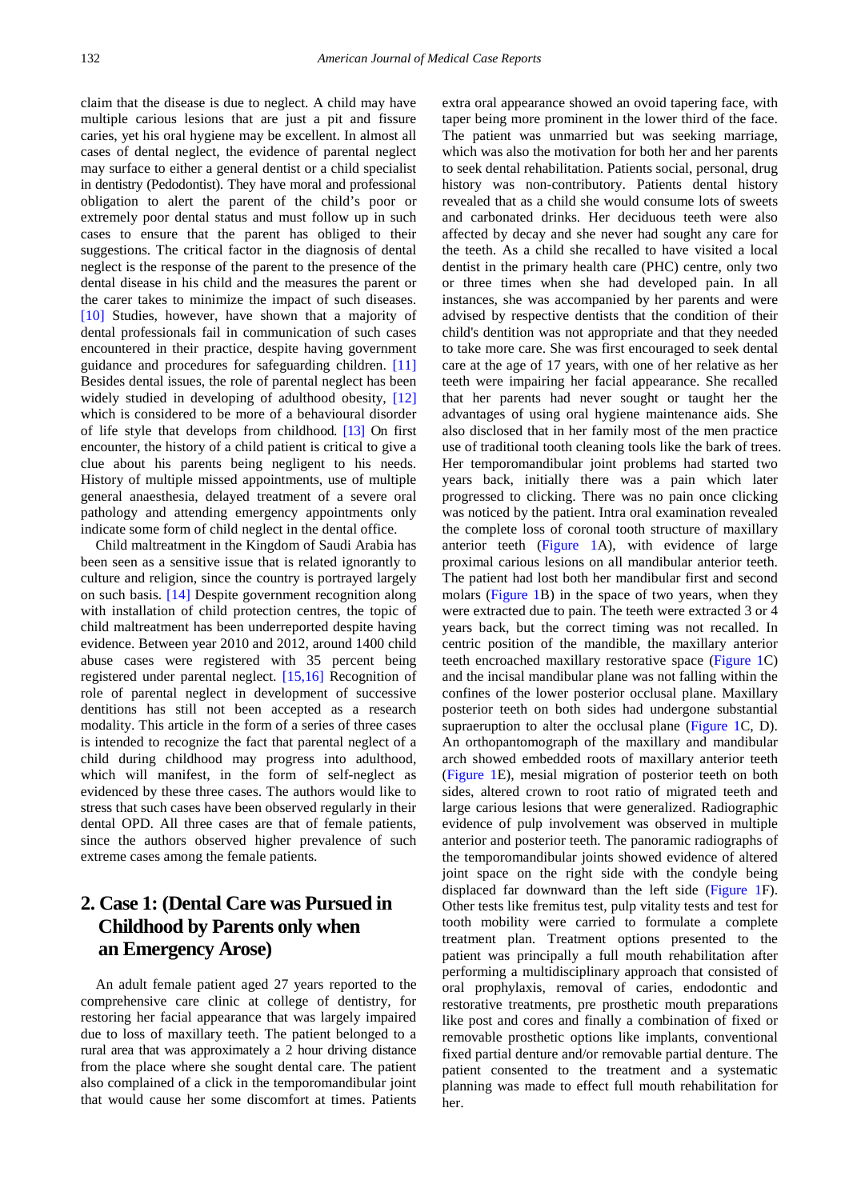claim that the disease is due to neglect. A child may have multiple carious lesions that are just a pit and fissure caries, yet his oral hygiene may be excellent. In almost all cases of dental neglect, the evidence of parental neglect may surface to either a general dentist or a child specialist in dentistry (Pedodontist). They have moral and professional obligation to alert the parent of the child's poor or extremely poor dental status and must follow up in such cases to ensure that the parent has obliged to their suggestions. The critical factor in the diagnosis of dental neglect is the response of the parent to the presence of the dental disease in his child and the measures the parent or the carer takes to minimize the impact of such diseases. [10] Studies, however, have shown that a majority of dental professionals fail in communication of such cases encountered in their practice, despite having government guidance and procedures for safeguarding children. [11] Besides dental issues, the role of parental neglect has been widely studied in developing of adulthood obesity, [12] which is considered to be more of a behavioural disorder of life style that develops from childhood. [13] On first encounter, the history of a child patient is critical to give a clue about his parents being negligent to his needs. History of multiple missed appointments, use of multiple general anaesthesia, delayed treatment of a severe oral pathology and attending emergency appointments only indicate some form of child neglect in the dental office.

Child maltreatment in the Kingdom of Saudi Arabia has been seen as a sensitive issue that is related ignorantly to culture and religion, since the country is portrayed largely on such basis. [14] Despite government recognition along with installation of child protection centres, the topic of child maltreatment has been underreported despite having evidence. Between year 2010 and 2012, around 1400 child abuse cases were registered with 35 percent being registered under parental neglect. [15,16] Recognition of role of parental neglect in development of successive dentitions has still not been accepted as a research modality. This article in the form of a series of three cases is intended to recognize the fact that parental neglect of a child during childhood may progress into adulthood, which will manifest, in the form of self-neglect as evidenced by these three cases. The authors would like to stress that such cases have been observed regularly in their dental OPD. All three cases are that of female patients, since the authors observed higher prevalence of such extreme cases among the female patients.

## 2. Case 1: (Dental Care was Pursued in Childhood by Parents only when an Emergency Arose)

An adult female patient aged 27 years reported to the comprehensive care clinic at college of dentistry, for restoring her facial appearance that was largely impaired due to loss of maxillary teeth. The patient belonged to a rural area that was approximately a 2 hour driving distance from the place where she sought dental care. The patient also complained of a click in the temporomandibular joint that would cause her some discomfort at times. Patients extra oral appearance showed an ovoid tapering face, with taper being more prominent in the lower third of the face. The patient was unmarried but was seeking marriage, which was also the motivation for both her and her parents to seek dental rehabilitation. Patients social, personal, drug history was non-contributory. Patients dental history revealed that as a child she would consume lots of sweets and carbonated drinks. Her deciduous teeth were also affected by decay and she never had sought any care for the teeth. As a child she recalled to have visited a local dentist in the primary health care (PHC) centre, only two or three times when she had developed pain. In all instances, she was accompanied by her parents and were advised by respective dentists that the condition of their child's dentition was not appropriate and that they needed to take more care. She was first encouraged to seek dental care at the age of 17 years, with one of her relative as her teeth were impairing her facial appearance. She recalled that her parents had never sought or taught her the advantages of using oral hygiene maintenance aids. She also disclosed that in her family most of the men practice use of traditional tooth cleaning tools like the bark of trees. Her temporomandibular joint problems had started two years back, initially there was a pain which later progressed to clicking. There was no pain once clicking was noticed by the patient. Intra oral examination revealed the complete loss of coronal tooth structure of maxillary anterior teeth (Figure 1A), with evidence of large proximal carious lesions on all mandibular anterior teeth. The patient had lost both her mandibular first and second molars (Figure 1B) in the space of two years, when they were extracted due to pain. The teeth were extracted 3 or 4 years back, but the correct timing was not recalled. In centric position of the mandible, the maxillary anterior teeth encroached maxillary restorative space (Figure 1C) and the incisal mandibular plane was not falling within the confines of the lower posterior occlusal plane. Maxillary posterior teeth on both sides had undergone substantial supraeruption to alter the occlusal plane (Figure 1C, D). An orthopantomograph of the maxillary and mandibular arch showed embedded roots of maxillary anterior teeth (Figure 1E), mesial migration of posterior teeth on both sides, altered crown to root ratio of migrated teeth and large carious lesions that were generalized. Radiographic evidence of pulp involvement was observed in multiple anterior and posterior teeth. The panoramic radiographs of the temporomandibular joints showed evidence of altered joint space on the right side with the condyle being displaced far downward than the left side (Figure 1F). Other tests like fremitus test, pulp vitality tests and test for tooth mobility were carried to formulate a complete treatment plan. Treatment options presented to the patient was principally a full mouth rehabilitation after performing a multidisciplinary approach that consisted of oral prophylaxis, removal of caries, endodontic and restorative treatments, pre prosthetic mouth preparations like post and cores and finally a combination of fixed or removable prosthetic options like implants, conventional fixed partial denture and/or removable partial denture. The patient consented to the treatment and a systematic planning was made to effect full mouth rehabilitation for her.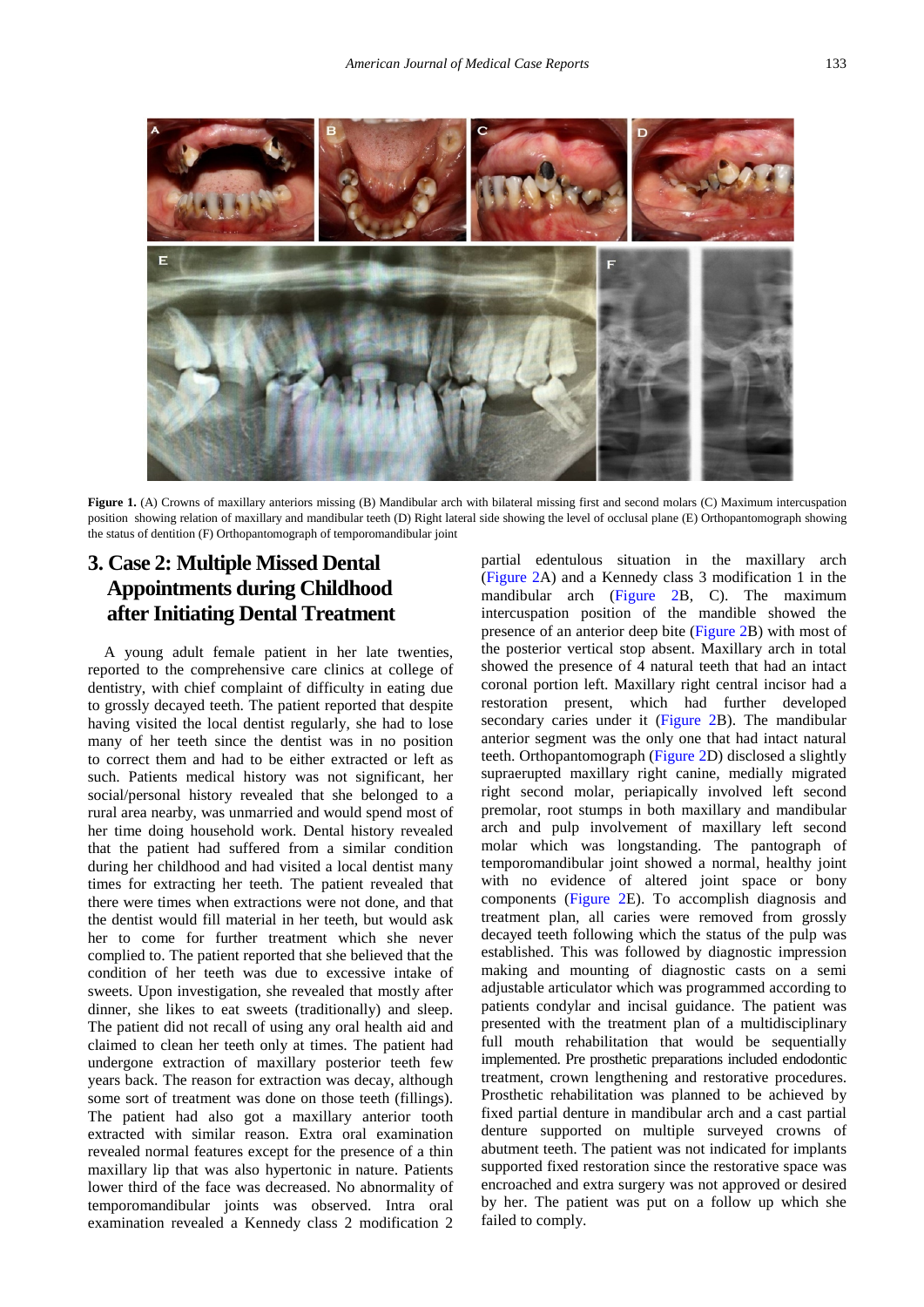**Figure 1.** (A) Crowns of maxillary anteriors missing (B) Mandibular arch with bilateral missing first and second molars (C) Maximum intercuspation position showing relation of maxillary and mandibular teeth (D) Right lateral side showing the level of occlusal plane (E) Orthopantomograph showing the status of dentition (F) Orthopantomograph of temporomandibular joint

## 3. Case 2: Multiple Missed Dental Appointments during Childhood after Initiating Dental Treatment

A young adult female patient in her late twenties, reported to the comprehensive care clinics at college of dentistry, with chief complaint of difficulty in eating due to grossly decayed teeth. The patient reported that despite having visited the local dentist regularly, she had to lose many of her teeth since the dentist was in no position to correct them and had to be either extracted or left as such. Patients medical history was not significant, her social/personal history revealed that she belonged to a rural area nearby, was unmarried and would spend most of her time doing household work. Dental history revealed that the patient had suffered from a similar condition during her childhood and had visited a local dentist many times for extracting her teeth. The patient revealed that there were times when extractions were not done, and that the dentist would fill material in her teeth, but would ask her to come for further treatment which she never complied to. The patient reported that she believed that the condition of her teeth was due to excessive intake of sweets. Upon investigation, she revealed that mostly after dinner, she likes to eat sweets (traditionally) and sleep. The patient did not recall of using any oral health aid and claimed to clean her teeth only at times. The patient had undergone extraction of maxillary posterior teeth few years back. The reason for extraction was decay, although some sort of treatment was done on those teeth (fillings). The patient had also got a maxillary anterior tooth extracted with similar reason. Extra oral examination revealed normal features except for the presence of a thin maxillary lip that was also hypertonic in nature. Patients lower third of the face was decreased. No abnormality of temporomandibular joints was observed. Intra oral examination revealed a Kennedy class 2 modification 2 partial edentulous situation in the maxillary arch (Figure 2A) and a Kennedy class 3 modification 1 in the mandibular arch (Figure 2B, C). The maximum intercuspation position of the mandible showed the presence of an anterior deep bite (Figure 2B) with most of the posterior vertical stop absent. Maxillary arch in total showed the presence of 4 natural teeth that had an intact coronal portion left. Maxillary right central incisor had a restoration present, which had further developed secondary caries under it (Figure 2B). The mandibular anterior segment was the only one that had intact natural teeth. Orthopantomograph (Figure 2D) disclosed a slightly supraerupted maxillary right canine, medially migrated right second molar, periapically involved left second premolar, root stumps in both maxillary and mandibular arch and pulp involvement of maxillary left second molar which was longstanding. The pantograph of temporomandibular joint showed a normal, healthy joint with no evidence of altered joint space or bony components (Figure 2E). To accomplish diagnosis and treatment plan, all caries were removed from grossly decayed teeth following which the status of the pulp was established. This was followed by diagnostic impression making and mounting of diagnostic casts on a semi adjustable articulator which was programmed according to patients condylar and incisal guidance. The patient was presented with the treatment plan of a multidisciplinary full mouth rehabilitation that would be sequentially implemented. Pre prosthetic preparations included endodontic treatment, crown lengthening and restorative procedures. Prosthetic rehabilitation was planned to be achieved by fixed partial denture in mandibular arch and a cast partial denture supported on multiple surveyed crowns of abutment teeth. The patient was not indicated for implants supported fixed restoration since the restorative space was encroached and extra surgery was not approved or desired by her. The patient was put on a follow up which she failed to comply.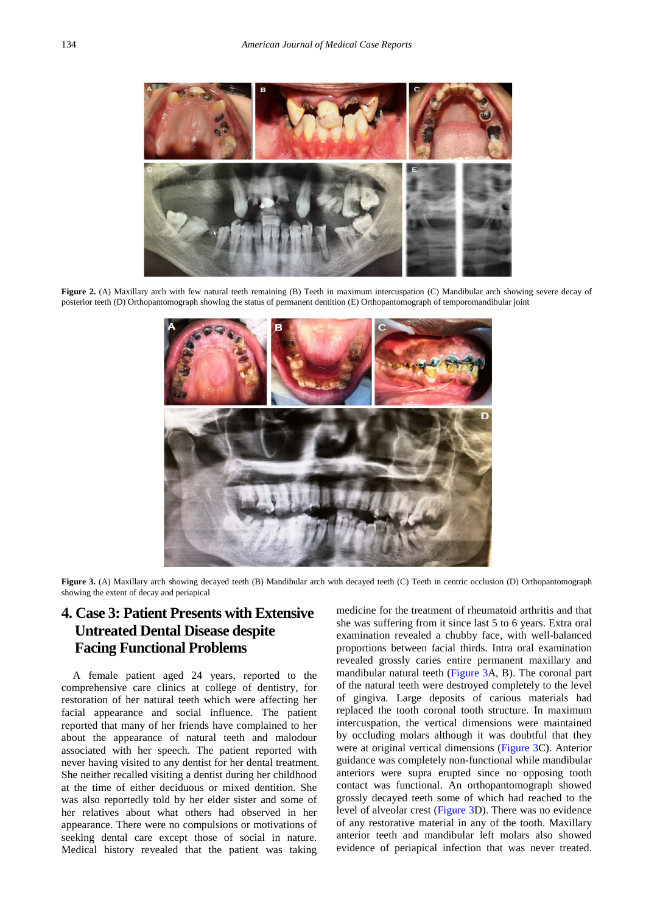**Figure 2.** (A) Maxillary arch with few natural teeth remaining (B) Teeth in maximum intercuspation (C) Mandibular arch showing severe decay of posterior teeth (D) Orthopantomograph showing the status of permanent dentition (E) Orthopantomograph of temporomandibular joint

**Figure 3.** (A) Maxillary arch showing decayed teeth (B) Mandibular arch with decayed teeth (C) Teeth in centric occlusion (D) Orthopantomograph showing the extent of decay and periapical

## 4. Case 3: Patient Presents with Extensive Untreated Dental Disease despite Facing Functional Problems

A female patient aged 24 years, reported to the comprehensive care clinics at college of dentistry, for restoration of her natural teeth which were affecting her facial appearance and social influence. The patient reported that many of her friends have complained to her about the appearance of natural teeth and malodour associated with her speech. The patient reported with never having visited to any dentist for her dental treatment. She neither recalled visiting a dentist during her childhood at the time of either deciduous or mixed dentition. She was also reportedly told by her elder sister and some of her relatives about what others had observed in her appearance. There were no compulsions or motivations of seeking dental care except those of social in nature. Medical history revealed that the patient was taking medicine for the treatment of rheumatoid arthritis and that she was suffering from it since last 5 to 6 years. Extra oral examination revealed a chubby face, with well-balanced proportions between facial thirds. Intra oral examination revealed grossly caries entire permanent maxillary and mandibular natural teeth (Figure 3A, B). The coronal part of the natural teeth were destroyed completely to the level of gingiva. Large deposits of carious materials had replaced the tooth coronal tooth structure. In maximum intercuspation, the vertical dimensions were maintained by occluding molars although it was doubtful that they were at original vertical dimensions (Figure 3C). Anterior guidance was completely non-functional while mandibular anteriors were supra erupted since no opposing tooth contact was functional. An orthopantomograph showed grossly decayed teeth some of which had reached to the level of alveolar crest (Figure 3D). There was no evidence of any restorative material in any of the tooth. Maxillary anterior teeth and mandibular left molars also showed evidence of periapical infection that was never treated.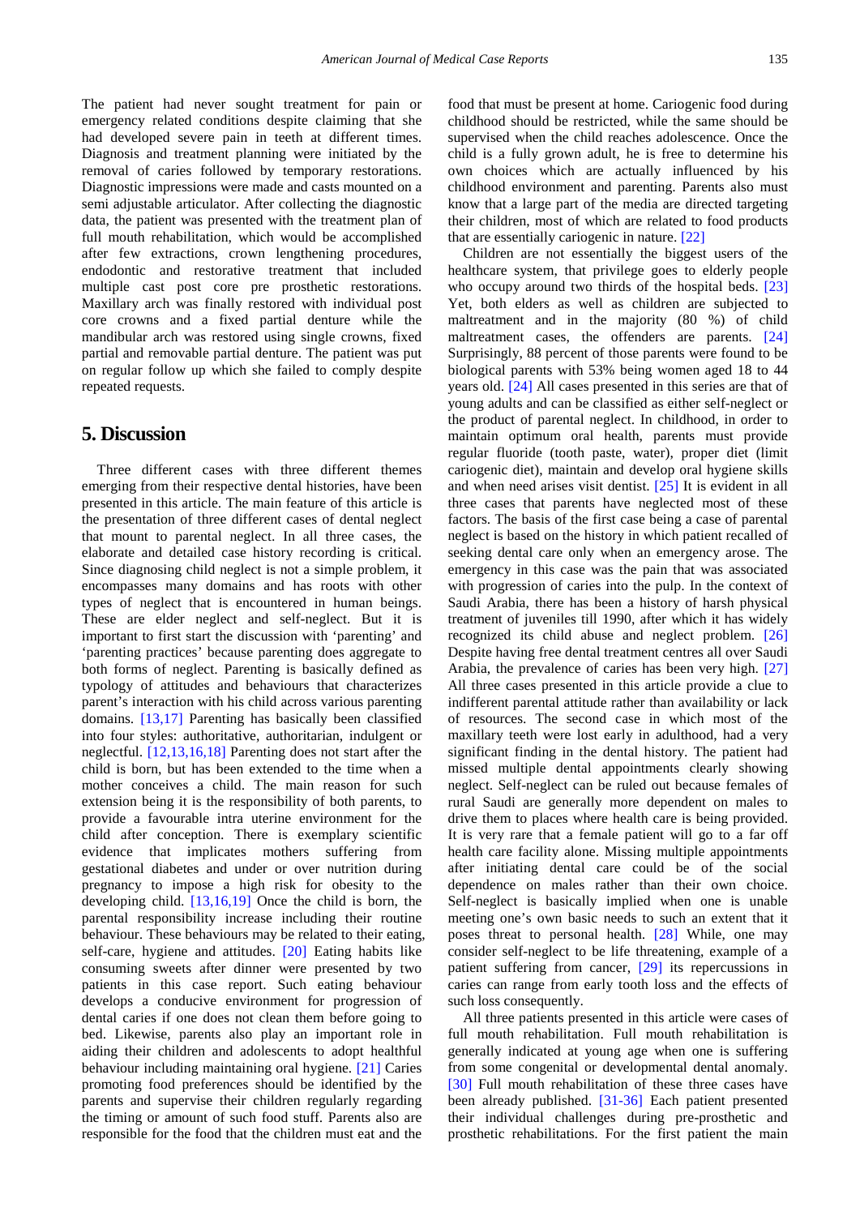The patient had never sought treatment for pain or emergency related conditions despite claiming that she had developed severe pain in teeth at different times. Diagnosis and treatment planning were initiated by the removal of caries followed by temporary restorations. Diagnostic impressions were made and casts mounted on a semi adjustable articulator. After collecting the diagnostic data, the patient was presented with the treatment plan of full mouth rehabilitation, which would be accomplished after few extractions, crown lengthening procedures, endodontic and restorative treatment that included multiple cast post core pre prosthetic restorations. Maxillary arch was finally restored with individual post core crowns and a fixed partial denture while the mandibular arch was restored using single crowns, fixed partial and removable partial denture. The patient was put on regular follow up which she failed to comply despite repeated requests.

## 5. Discussion

Three different cases with three different themes emerging from their respective dental histories, have been presented in this article. The main feature of this article is the presentation of three different cases of dental neglect that mount to parental neglect. In all three cases, the elaborate and detailed case history recording is critical. Since diagnosing child neglect is not a simple problem, it encompasses many domains and has roots with other types of neglect that is encountered in human beings. These are elder neglect and self-neglect. But it is important to first start the discussion with 'parenting' and 'parenting practices' because parenting does aggregate to both forms of neglect. Parenting is basically defined as typology of attitudes and behaviours that characterizes parent's interaction with his child across various parenting domains. [13,17] Parenting has basically been classified into four styles: authoritative, authoritarian, indulgent or neglectful. [12,13,16,18] Parenting does not start after the child is born, but has been extended to the time when a mother conceives a child. The main reason for such extension being it is the responsibility of both parents, to provide a favourable intra uterine environment for the child after conception. There is exemplary scientific evidence that implicates mothers suffering from gestational diabetes and under or over nutrition during pregnancy to impose a high risk for obesity to the developing child. [13,16,19] Once the child is born, the parental responsibility increase including their routine behaviour. These behaviours may be related to their eating, self-care, hygiene and attitudes. [20] Eating habits like consuming sweets after dinner were presented by two patients in this case report. Such eating behaviour develops a conducive environment for progression of dental caries if one does not clean them before going to bed. Likewise, parents also play an important role in aiding their children and adolescents to adopt healthful behaviour including maintaining oral hygiene. [21] Caries promoting food preferences should be identified by the parents and supervise their children regularly regarding the timing or amount of such food stuff. Parents also are responsible for the food that the children must eat and the food that must be present at home. Cariogenic food during childhood should be restricted, while the same should be supervised when the child reaches adolescence. Once the child is a fully grown adult, he is free to determine his own choices which are actually influenced by his childhood environment and parenting. Parents also must know that a large part of the media are directed targeting their children, most of which are related to food products that are essentially cariogenic in nature. [22]

Children are not essentially the biggest users of the healthcare system, that privilege goes to elderly people who occupy around two thirds of the hospital beds. [23] Yet, both elders as well as children are subjected to maltreatment and in the majority (80 %) of child maltreatment cases, the offenders are parents. [24] Surprisingly, 88 percent of those parents were found to be biological parents with 53% being women aged 18 to 44 years old. [24] All cases presented in this series are that of young adults and can be classified as either self-neglect or the product of parental neglect. In childhood, in order to maintain optimum oral health, parents must provide regular fluoride (tooth paste, water), proper diet (limit cariogenic diet), maintain and develop oral hygiene skills and when need arises visit dentist. [25] It is evident in all three cases that parents have neglected most of these factors. The basis of the first case being a case of parental neglect is based on the history in which patient recalled of seeking dental care only when an emergency arose. The emergency in this case was the pain that was associated with progression of caries into the pulp. In the context of Saudi Arabia, there has been a history of harsh physical treatment of juveniles till 1990, after which it has widely recognized its child abuse and neglect problem. [26] Despite having free dental treatment centres all over Saudi Arabia, the prevalence of caries has been very high. [27] All three cases presented in this article provide a clue to indifferent parental attitude rather than availability or lack of resources. The second case in which most of the maxillary teeth were lost early in adulthood, had a very significant finding in the dental history. The patient had missed multiple dental appointments clearly showing neglect. Self-neglect can be ruled out because females of rural Saudi are generally more dependent on males to drive them to places where health care is being provided. It is very rare that a female patient will go to a far off health care facility alone. Missing multiple appointments after initiating dental care could be of the social dependence on males rather than their own choice. Self-neglect is basically implied when one is unable meeting one's own basic needs to such an extent that it poses threat to personal health. [28] While, one may consider self-neglect to be life threatening, example of a patient suffering from cancer, [29] its repercussions in caries can range from early tooth loss and the effects of such loss consequently.

All three patients presented in this article were cases of full mouth rehabilitation. Full mouth rehabilitation is generally indicated at young age when one is suffering from some congenital or developmental dental anomaly. [30] Full mouth rehabilitation of these three cases have been already published. [31-36] Each patient presented their individual challenges during pre-prosthetic and prosthetic rehabilitations. For the first patient the main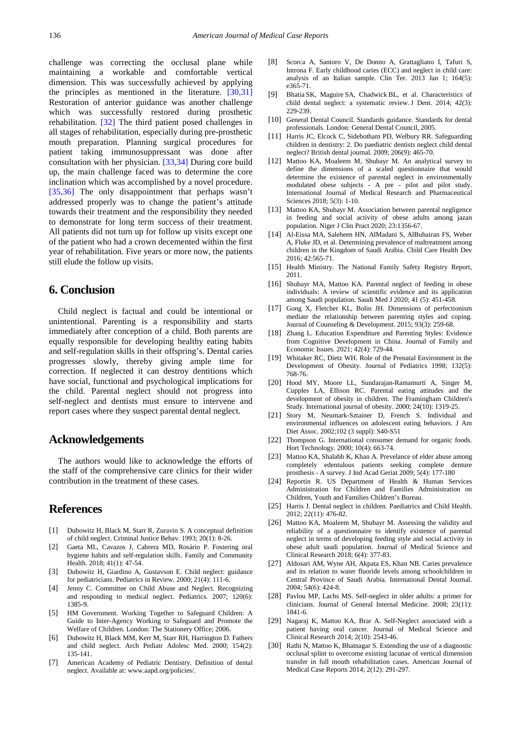challenge was correcting the occlusal plane while maintaining a workable and comfortable vertical dimension. This was successfully achieved by applying the principles as mentioned in the literature. [30,31] Restoration of anterior guidance was another challenge which was successfully restored during prosthetic rehabilitation. [32] The third patient posed challenges in all stages of rehabilitation, especially during pre-prosthetic mouth preparation. Planning surgical procedures for patient taking immunosuppressant was done after consultation with her physician. [33,34] During core build up, the main challenge faced was to determine the core inclination which was accomplished by a novel procedure. [35,36] The only disappointment that perhaps wasn't addressed properly was to change the patient's attitude towards their treatment and the responsibility they needed to demonstrate for long term success of their treatment. All patients did not turn up for follow up visits except one of the patient who had a crown decemented within the first year of rehabilitation. Five years or more now, the patients still elude the follow up visits.

## 6. Conclusion

Child neglect is factual and could be intentional or unintentional. Parenting is a responsibility and starts immediately after conception of a child. Both parents are equally responsible for developing healthy eating habits and self-regulation skills in their offspring's. Dental caries progresses slowly, thereby giving ample time for correction. If neglected it can destroy dentitions which have social, functional and psychological implications for the child. Parental neglect should not progress into self-neglect and dentists must ensure to intervene and report cases where they suspect parental dental neglect.

## Acknowledgements

The authors would like to acknowledge the efforts of the staff of the comprehensive care clinics for their wider contribution in the treatment of these cases.

## References

[1] Dubowitz H, Black M, Starr R, Zuravin S. A conceptual definition of child neglect. Criminal Justice Behav. 1993; 20(1): 8-26.

[2] Gaeta ML, Cavazos J, Cabrera MD, Rosário P. Fostering oral hygiene habits and self-regulation skills. Family and Community Health. 2018; 41(1): 47-54.

[3] Dubowitz H, Giardino A, Gustavson E. Child neglect: guidance for pediatricians. Pediatrics in Review. 2000; 21(4): 111-6.

[4] Jenny C. Committee on Child Abuse and Neglect. Recognizing and responding to medical neglect. Pediatrics. 2007; 120(6): 1385-9.

[5] HM Government. Working Together to Safeguard Children: A Guide to Inter-Agency Working to Safeguard and Promote the Welfare of Children. London: The Stationery Office; 2006.

[6] Dubowitz H, Black MM, Kerr M, Starr RH, Harrington D. Fathers and child neglect. Arch Pediatr Adolesc Med. 2000; 154(2): 135-141.

[7] American Academy of Pediatric Dentistry. Definition of dental neglect. Available at: www.aapd.org/policies/.

[8] Scorca A, Santoro V, De Donno A, Grattagliano I, Tafuri S, Introna F. Early childhood caries (ECC) and neglect in child care: analysis of an Italian sample. Clin Ter. 2013 Jan 1: 164(5): e365-71.

[9] Bhatia SK, Maguire SA, Chadwick BL, et al. Characteristics of child dental neglect: a systematic review. J Dent. 2014; 42(3): 229-239.

[10] General Dental Council. Standards guidance. Standards for dental professionals. London: General Dental Council, 2005.

[11] Harris JC, Elcock C, Sidebotham PD, Welbury RR. Safeguarding children in dentistry: 2. Do paediatric dentists neglect child dental neglect? British dental journal. 2009; 206(9): 465-70.

[12] Mattoo KA, Moaleem M, Shubayr M. An analytical survey to define the dimensions of a scaled questionnaire that would determine the existence of parental neglect in environmentally modulated obese subjects - A pre - pilot and pilot study. International Journal of Medical Research and Pharmaceutical Sciences 2018; 5(3): 1-10.

[13] Mattoo KA, Shubayr M. Association between parental negligence in feeding and social activity of obese adults among jazan population. Niger J Clin Pract 2020; 23:1356-67.

[14] Al-Eissa MA, Saleheen HN, AlMadani S, AlBuhairan FS, Weber A, Fluke JD, et al. Determining prevalence of maltreatment among children in the Kingdom of Saudi Arabia. Child Care Health Dev 2016; 42:565-71.

[15] Health Ministry. The National Family Safety Registry Report, 2011.

[16] Shubayr MA, Mattoo KA. Parental neglect of feeding in obese individuals: A review of scientific evidence and its application among Saudi population. Saudi Med J 2020; 41 (5): 451-458.

[17] Gong X, Fletcher KL, Bolin JH. Dimensions of perfectionism mediate the relationship between parenting styles and coping. Journal of Counseling & Development. 2015; 93(3): 259-68.

[18] Zhang L. Education Expenditure and Parenting Styles: Evidence from Cognitive Development in China. Journal of Family and Economic Issues. 2021; 42(4): 729-44.

[19] Whitaker RC, Dietz WH. Role of the Prenatal Environment in the Development of Obesity. Journal of Pediatrics 1998; 132(5): 768-76.

[20] Hood MY, Moore LL, Sundarajan-Ramamurti A, Singer M, Cupples LA, Ellison RC. Parental eating attitudes and the development of obesity in children. The Framingham Children's Study. International journal of obesity. 2000; 24(10): 1319-25.

[21] Story M, Neumark-Sztainer D, French S. Individual and environmental influences on adolescent eating behaviors. J Am Diet Assoc. 2002;102 (3 suppl): S40-S51

[22] Thompson G. International consumer demand for organic foods. Hort Technology. 2000; 10(4): 663-74.

[23] Mattoo KA, Shalabh K, Khan A. Prevelance of elder abuse among completely edentulous patients seeking complete denture prosthesis - A survey. J Ind Acad Geriat 2009; 5(4): 177-180

[24] Reportin R. US Department of Health & Human Services Administration for Children and Families Administration on Children, Youth and Families Children's Bureau.

[25] Harris J. Dental neglect in children. Paediatrics and Child Health. 2012; 22(11): 476-82.

[26] Mattoo KA, Moaleem M, Shubayr M. Assessing the validity and reliability of a questionnaire to identify existence of parental neglect in terms of developing feeding style and social activity in obese adult saudi population. Journal of Medical Science and Clinical Research 2018; 6(4): 377-83.

[27] Aldosari AM, Wyne AH, Akpata ES, Khan NB. Caries prevalence and its relation to water fluoride levels among schoolchildren in Central Province of Saudi Arabia. International Dental Journal. 2004; 54(6): 424-8.

[28] Pavlou MP, Lachs MS. Self-neglect in older adults: a primer for clinicians. Journal of General Internal Medicine. 2008; 23(11): 1841-6.

[29] Nagaraj K, Mattoo KA, Brar A. Self-Neglect associated with a patient having oral cancer. Journal of Medical Science and Clinical Research 2014; 2(10): 2543-46.

[30] Rathi N, Mattoo K, Bhatnagar S. Extending the use of a diagnostic occlusal splint to overcome existing lacunae of vertical dimension transfer in full mouth rehabilitation cases. American Journal of Medical Case Reports 2014; 2(12): 291-297.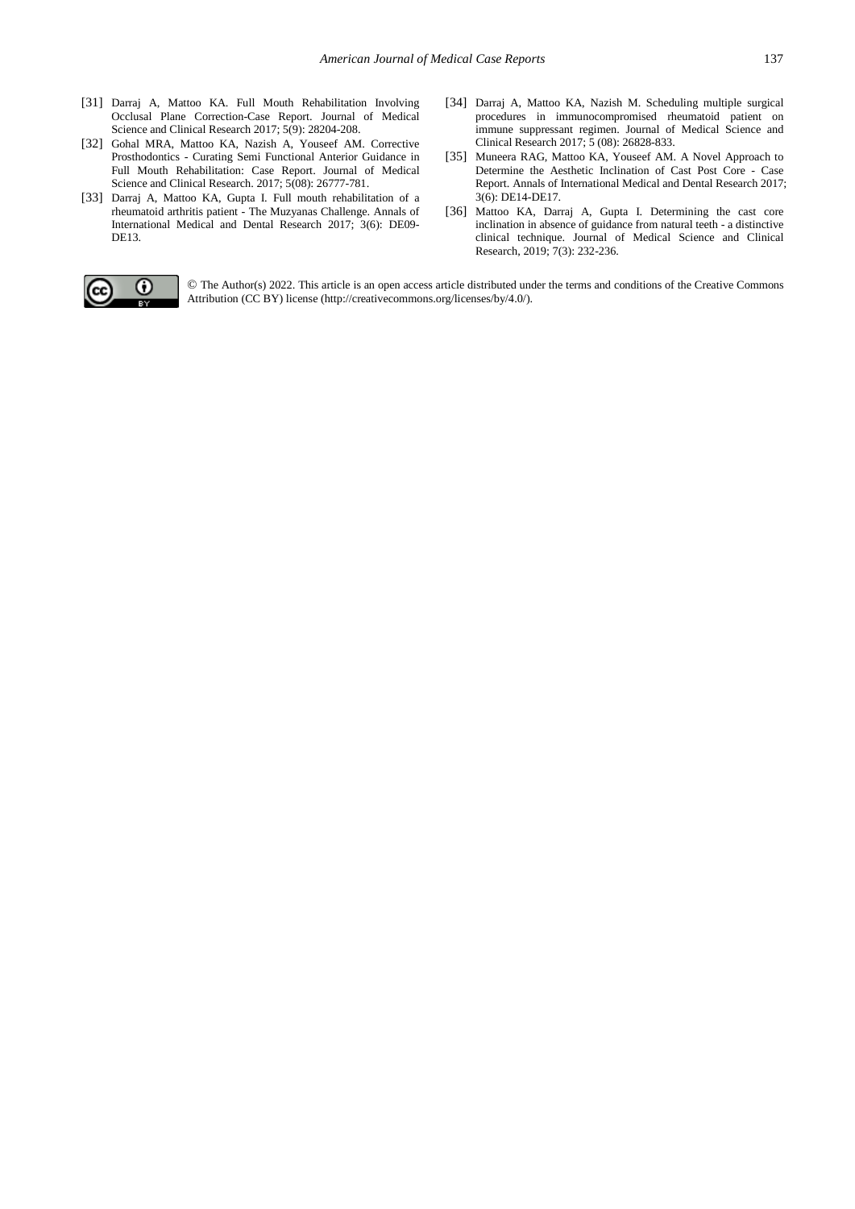[31] Darraj A, Mattoo KA. Full Mouth Rehabilitation Involving Occlusal Plane Correction-Case Report. Journal of Medical Science and Clinical Research 2017; 5(9): 28204-208.

[32] Gohal MRA, Mattoo KA, Nazish A, Youseef AM. Corrective Prosthodontics - Curating Semi Functional Anterior Guidance in Full Mouth Rehabilitation: Case Report. Journal of Medical Science and Clinical Research. 2017; 5(08): 26777-781.

[33] Darraj A, Mattoo KA, Gupta I. Full mouth rehabilitation of a rheumatoid arthritis patient - The Muzyanas Challenge. Annals of International Medical and Dental Research 2017; 3(6): DE09-DE13.

[34] Darraj A, Mattoo KA, Nazish M. Scheduling multiple surgical procedures in immunocompromised rheumatoid patient on immune suppressant regimen. Journal of Medical Science and Clinical Research 2017; 5 (08): 26828-833.

[35] Muneera RAG, Mattoo KA, Youseef AM. A Novel Approach to Determine the Aesthetic Inclination of Cast Post Core - Case Report. Annals of International Medical and Dental Research 2017; 3(6): DE14-DE17.

[36] Mattoo KA, Darraj A, Gupta I. Determining the cast core inclination in absence of guidance from natural teeth - a distinctive clinical technique. Journal of Medical Science and Clinical Research, 2019; 7(3): 232-236.

© The Author(s) 2022. This article is an open access article distributed under the terms and conditions of the Creative Commons Attribution (CC BY) license (http://creativecommons.org/licenses/by/4.0/).